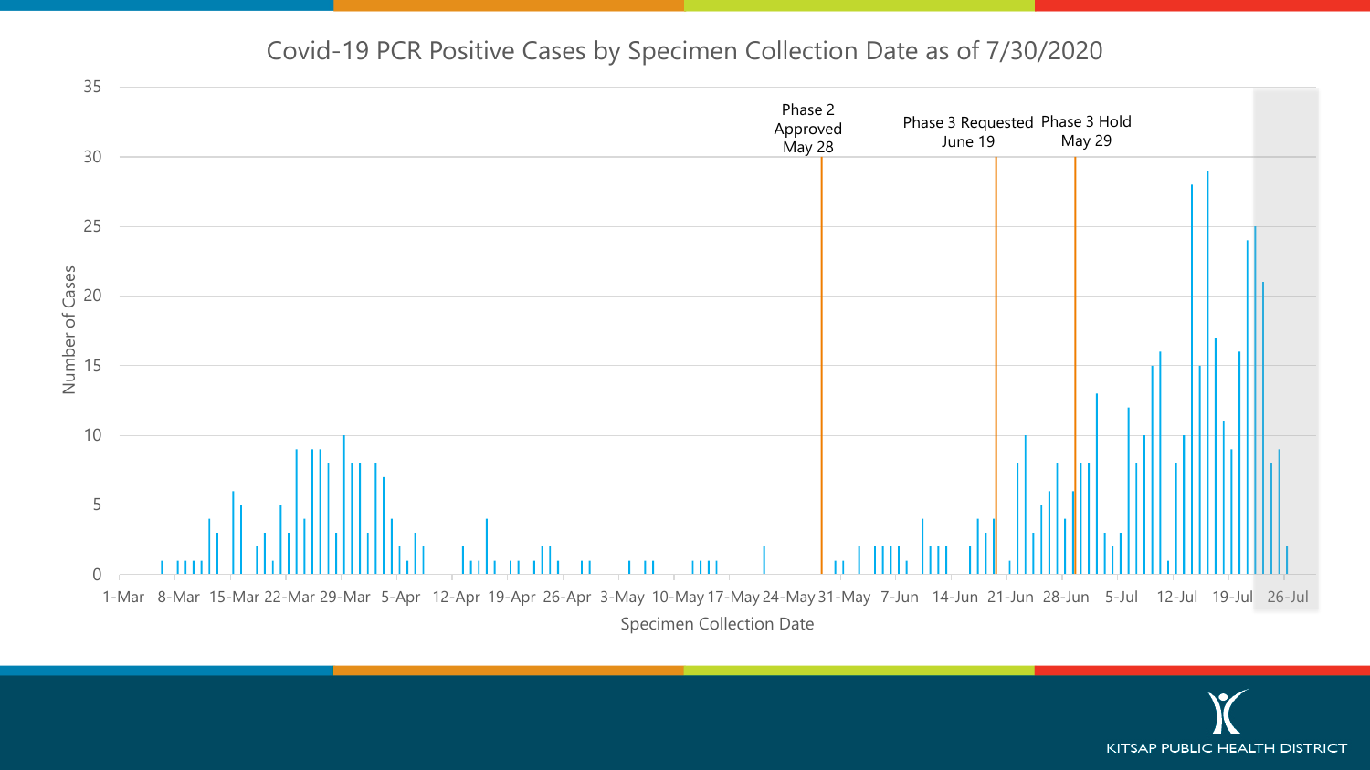# Covid-19 PCR Positive Cases by Specimen Collection Date as of 7/30/2020

Phase 2 Approved May 28

Phase 3 Requested June 19

Phase 3 Hold May 29

Number of Cases

0, 5, 10, 15, 20, 25, 30, 35

Specimen Collection Date

1-Mar, 8-Mar, 15-Mar, 22-Mar, 29-Mar, 5-Apr, 12-Apr, 19-Apr, 26-Apr, 3-May, 10-May, 17-May, 24-May, 31-May, 7-Jun, 14-Jun, 21-Jun, 28-Jun, 5-Jul, 12-Jul, 19-Jul, 26-Jul

KITSAP PUBLIC HEALTH DISTRICT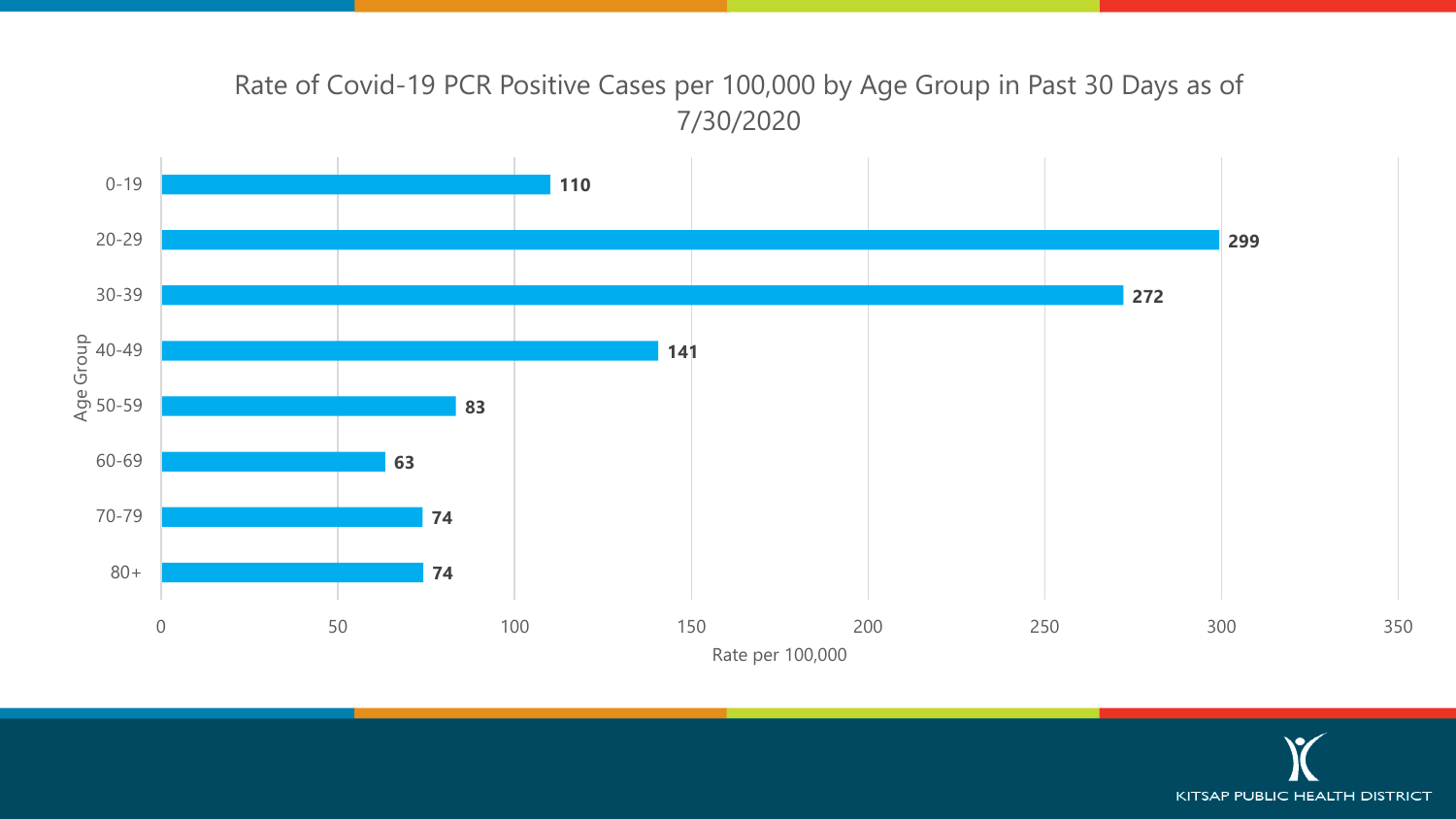# Rate of Covid-19 PCR Positive Cases per 100,000 by Age Group in Past 30 Days as of 7/30/2020

| Age Group | Rate per 100,000 |
| --- | --- |
| 0-19 | 110 |
| 20-29 | 299 |
| 30-39 | 272 |
| 40-49 | 141 |
| 50-59 | 83 |
| 60-69 | 63 |
| 70-79 | 74 |
| 80+ | 74 |

KITSAP PUBLIC HEALTH DISTRICT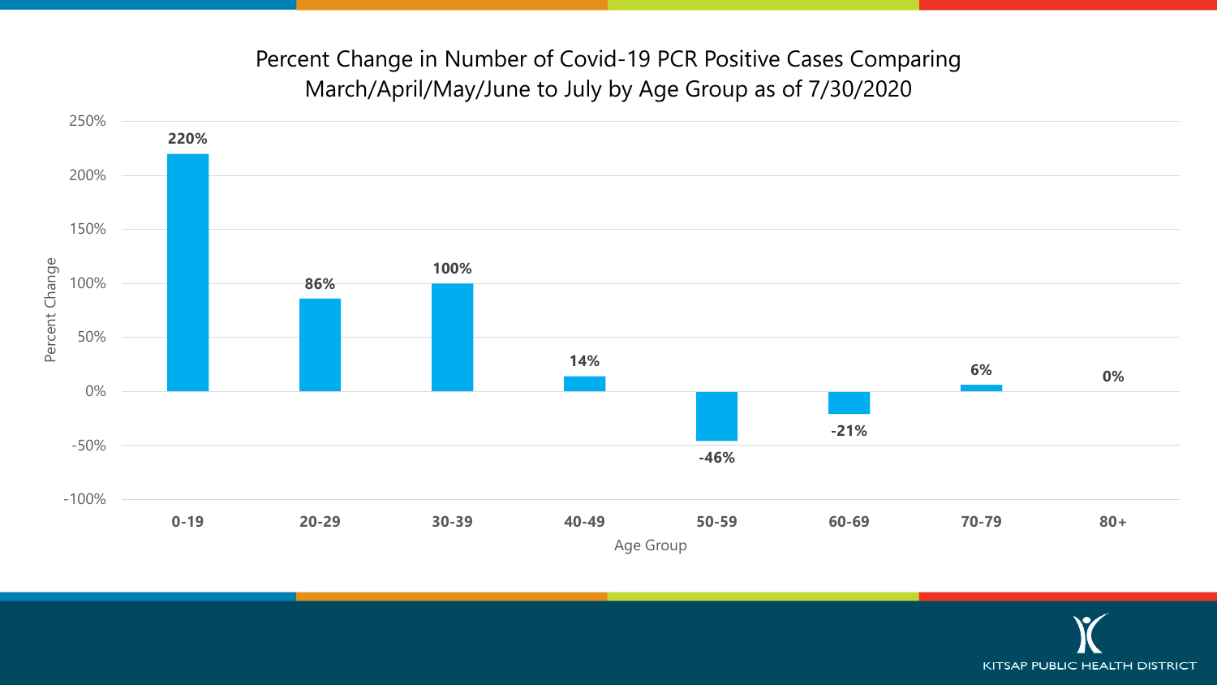# Percent Change in Number of Covid-19 PCR Positive Cases Comparing March/April/May/June to July by Age Group as of 7/30/2020

| Age Group | Percent Change |
| --- | --- |
| 0-19 | 220% |
| 20-29 | 86% |
| 30-39 | 100% |
| 40-49 | 14% |
| 50-59 | -46% |
| 60-69 | -21% |
| 70-79 | 6% |
| 80+ | 0% |

KITSAP PUBLIC HEALTH DISTRICT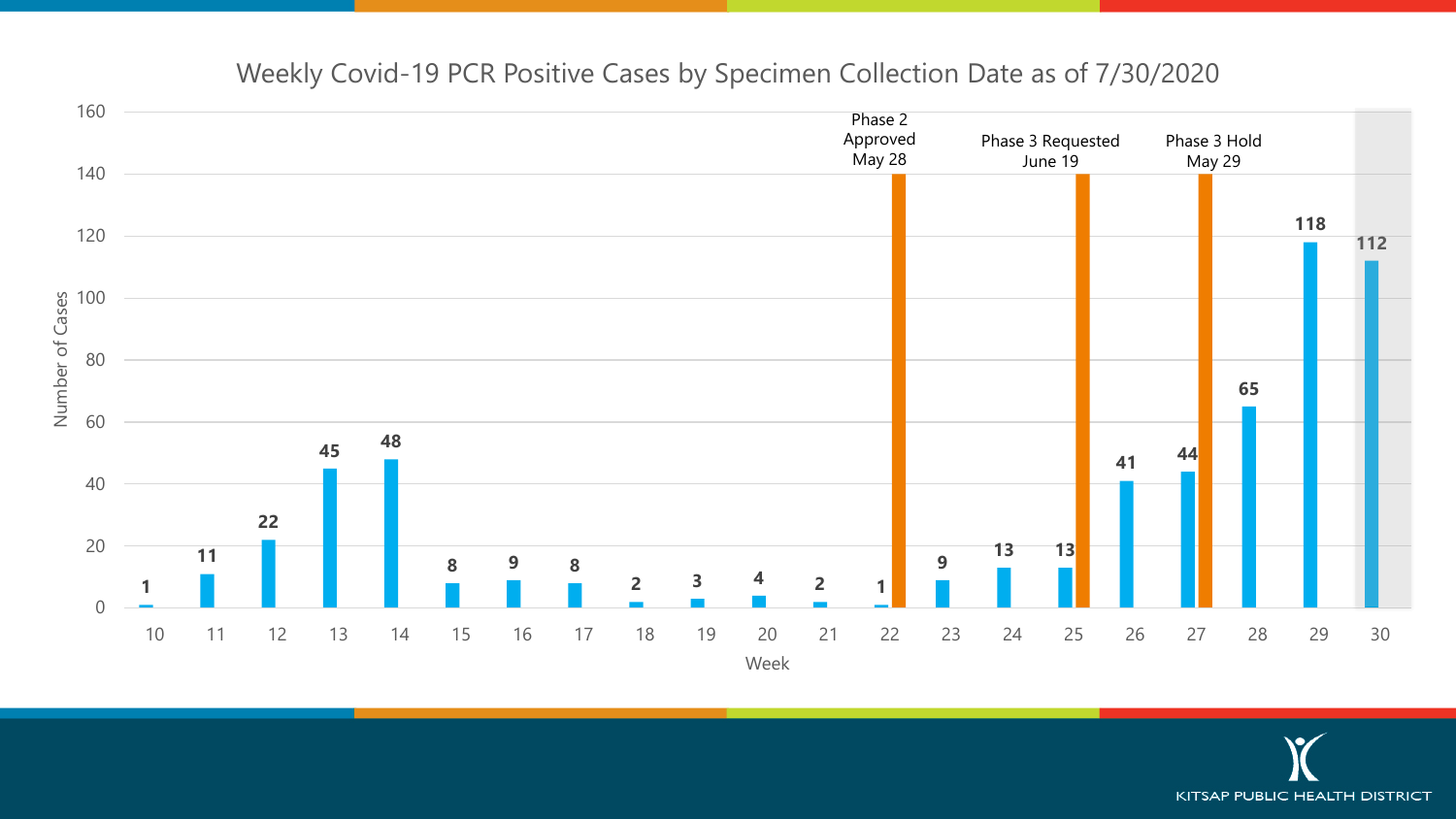# Weekly Covid-19 PCR Positive Cases by Specimen Collection Date as of 7/30/2020

| Week | Number of Cases |
|---|---|
| 10 | 1 |
| 11 | 11 |
| 12 | 22 |
| 13 | 45 |
| 14 | 48 |
| 15 | 8 |
| 16 | 9 |
| 17 | 8 |
| 18 | 2 |
| 19 | 3 |
| 20 | 4 |
| 21 | 2 |
| 22 | 1 |
| 23 | 9 |
| 24 | 13 |
| 25 | 13 |
| 26 | 41 |
| 27 | 44 |
| 28 | 65 |
| 29 | 118 |
| 30 | 112 |

Phase 2 Approved May 28

Phase 3 Requested June 19

Phase 3 Hold May 29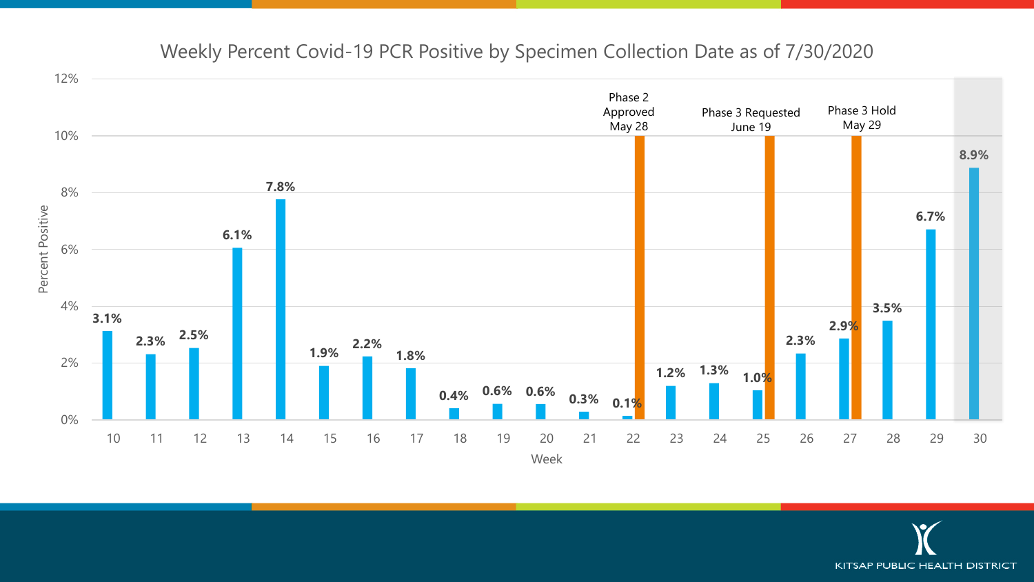# Weekly Percent Covid-19 PCR Positive by Specimen Collection Date as of 7/30/2020

| Week | Percent Positive |
|---|---|
| 10 | 3.1% |
| 11 | 2.3% |
| 12 | 2.5% |
| 13 | 6.1% |
| 14 | 7.8% |
| 15 | 1.9% |
| 16 | 2.2% |
| 17 | 1.8% |
| 18 | 0.4% |
| 19 | 0.6% |
| 20 | 0.6% |
| 21 | 0.3% |
| 22 | 0.1% |
| 23 | 1.2% |
| 24 | 1.3% |
| 25 | 1.0% |
| 26 | 2.3% |
| 27 | 2.9% |
| 28 | 3.5% |
| 29 | 6.7% |
| 30 | 8.9% |

- Phase 2 Approved May 28 (Week 22)
- Phase 3 Requested June 19 (Week 25)
- Phase 3 Hold May 29 (Week 27)

KITSAP PUBLIC HEALTH DISTRICT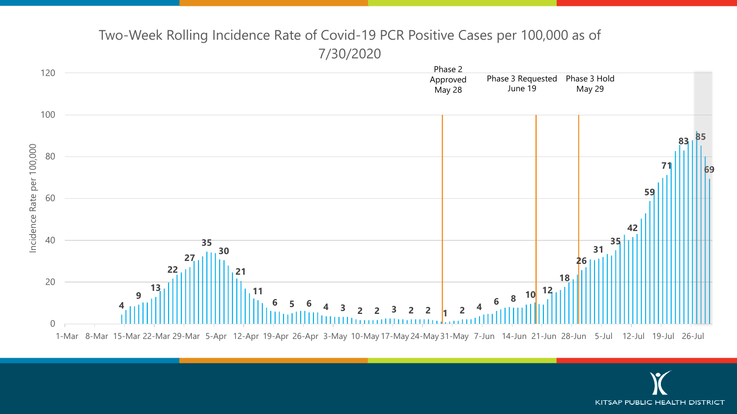## Two-Week Rolling Incidence Rate of Covid-19 PCR Positive Cases per 100,000 as of 7/30/2020

Phase 2 Approved May 28

Phase 3 Requested June 19

Phase 3 Hold May 29

Incidence Rate per 100,000

120, 100, 80, 60, 40, 20, 0

4, 9, 13, 22, 27, 35, 30, 21, 11, 6, 5, 6, 4, 3, 2, 2, 3, 2, 2, 1, 2, 4, 6, 8, 10, 12, 18, 26, 31, 35, 42, 59, 71, 83, 85, 69

1-Mar, 8-Mar, 15-Mar, 22-Mar, 29-Mar, 5-Apr, 12-Apr, 19-Apr, 26-Apr, 3-May, 10-May, 17-May, 24-May, 31-May, 7-Jun, 14-Jun, 21-Jun, 28-Jun, 5-Jul, 12-Jul, 19-Jul, 26-Jul

KITSAP PUBLIC HEALTH DISTRICT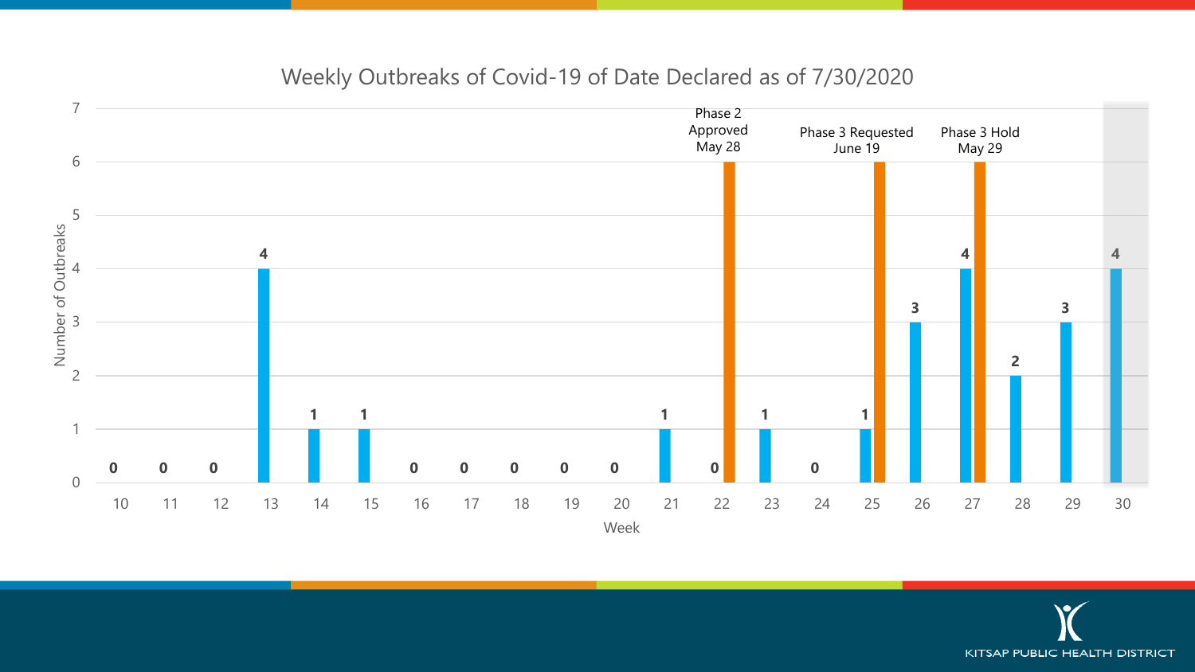## Weekly Outbreaks of Covid-19 of Date Declared as of 7/30/2020

| Week | Number of Outbreaks |
|---|---|
| 10 | 0 |
| 11 | 0 |
| 12 | 0 |
| 13 | 4 |
| 14 | 1 |
| 15 | 1 |
| 16 | 0 |
| 17 | 0 |
| 18 | 0 |
| 19 | 0 |
| 20 | 0 |
| 21 | 1 |
| 22 | 0 |
| 23 | 1 |
| 24 | 0 |
| 25 | 1 |
| 26 | 3 |
| 27 | 4 |
| 28 | 2 |
| 29 | 3 |
| 30 | 4 |

- Phase 2 Approved May 28 (Week 22)
- Phase 3 Requested June 19 (Week 25)
- Phase 3 Hold May 29 (Week 27)

KITSAP PUBLIC HEALTH DISTRICT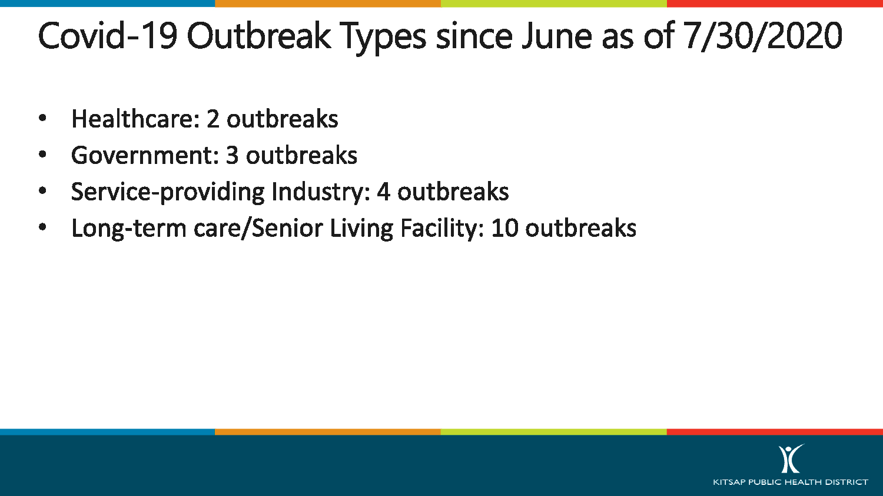# Covid-19 Outbreak Types since June as of 7/30/2020

- Healthcare: 2 outbreaks
- Government: 3 outbreaks
- Service-providing Industry: 4 outbreaks
- Long-term care/Senior Living Facility: 10 outbreaks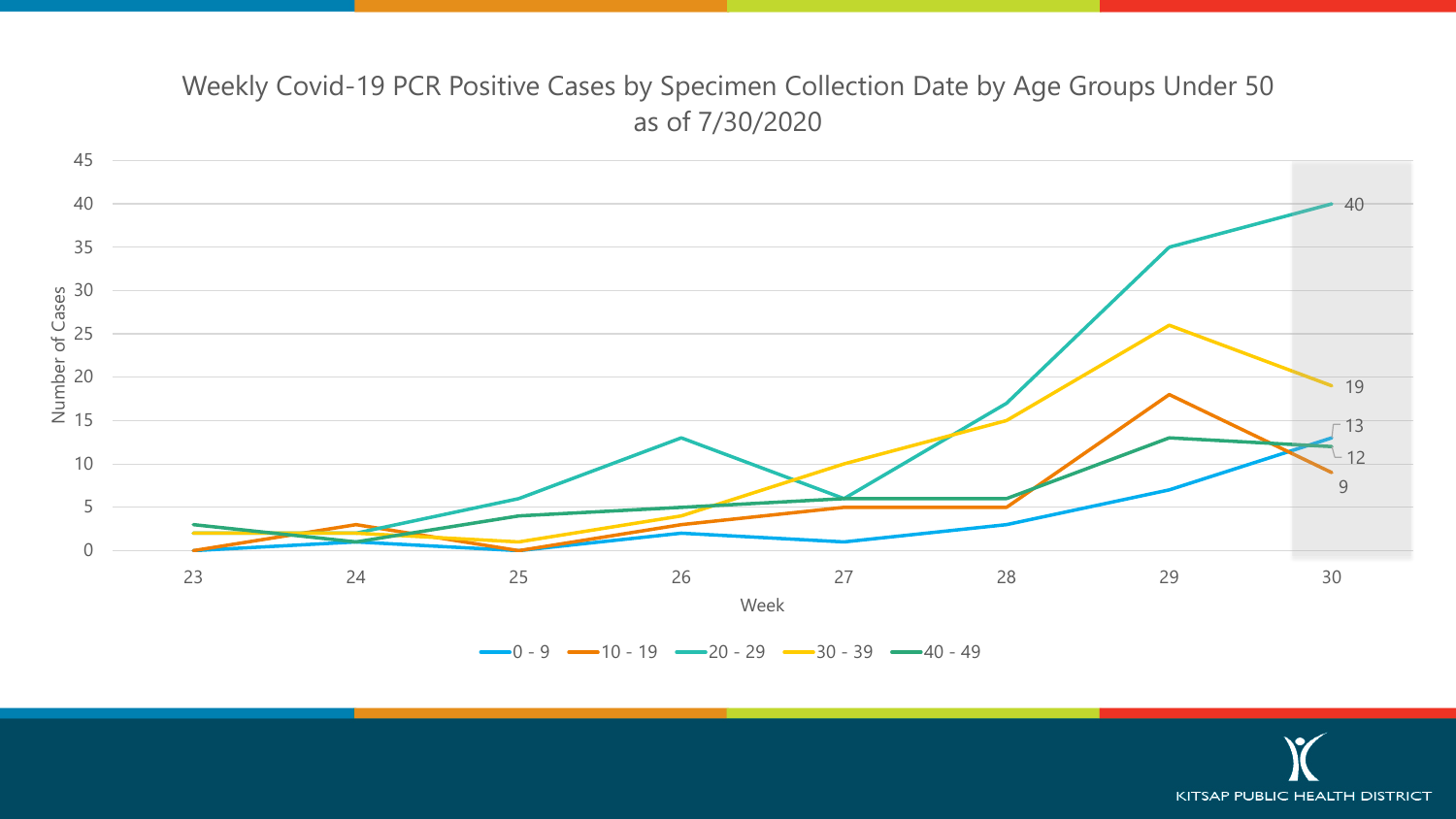# Weekly Covid-19 PCR Positive Cases by Specimen Collection Date by Age Groups Under 50 as of 7/30/2020

| Week | 0 - 9 | 10 - 19 | 20 - 29 | 30 - 39 | 40 - 49 |
|---|---|---|---|---|---|
| 23 | 0 | 0 | 0 | 2 | 3 |
| 24 | 1 | 3 | 2 | 2 | 1 |
| 25 | 0 | 0 | 6 | 1 | 4 |
| 26 | 2 | 3 | 13 | 4 | 5 |
| 27 | 1 | 5 | 6 | 10 | 6 |
| 28 | 3 | 5 | 17 | 15 | 6 |
| 29 | 7 | 18 | 35 | 26 | 13 |
| 30 | 13 | 9 | 40 | 19 | 12 |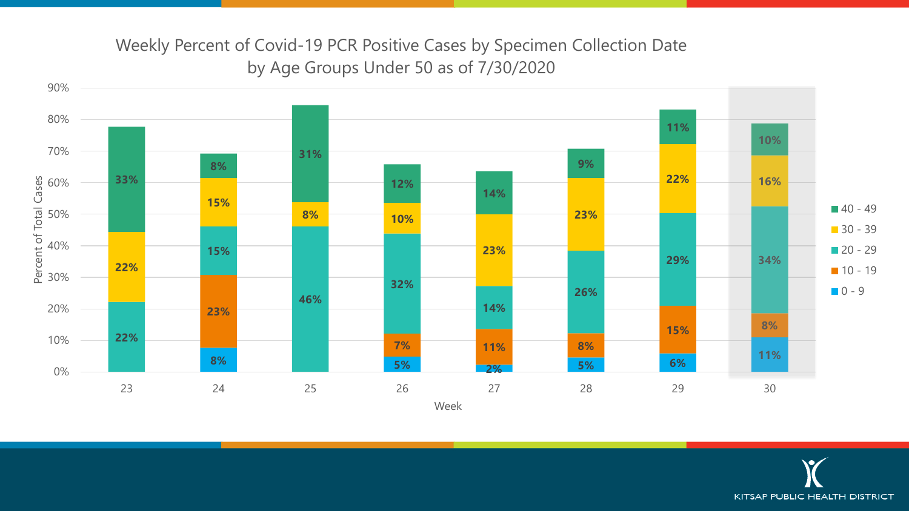## Weekly Percent of Covid-19 PCR Positive Cases by Specimen Collection Date by Age Groups Under 50 as of 7/30/2020

90%
80%
70%
60%
50%
40%
30%
20%
10%
0%

Percent of Total Cases

33%
22%
22%

8%
15%
15%
23%
8%

31%
8%
46%

12%
10%
32%
7%
5%

14%
23%
14%
11%
2%

9%
23%
26%
8%
5%

11%
22%
29%
15%
6%

10%
16%
34%
8%
11%

23 24 25 26 27 28 29 30

Week

40 - 49
30 - 39
20 - 29
10 - 19
0 - 9

KITSAP PUBLIC HEALTH DISTRICT